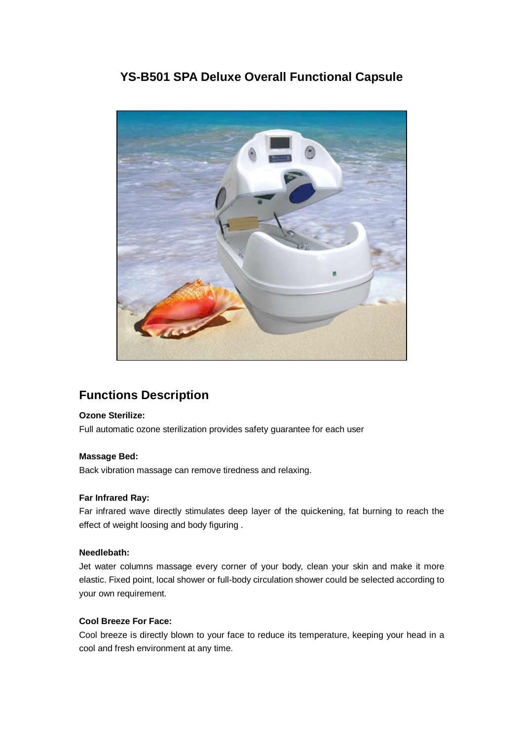# YS-B501 SPA Deluxe Overall Functional Capsule

## Functions Description

**Ozone Sterilize:**

Full automatic ozone sterilization provides safety guarantee for each user

**Massage Bed:**

Back vibration massage can remove tiredness and relaxing.

**Far Infrared Ray:**

Far infrared wave directly stimulates deep layer of the quickening, fat burning to reach the effect of weight loosing and body figuring .

**Needlebath:**

Jet water columns massage every corner of your body, clean your skin and make it more elastic. Fixed point, local shower or full-body circulation shower could be selected according to your own requirement.

**Cool Breeze For Face:**

Cool breeze is directly blown to your face to reduce its temperature, keeping your head in a cool and fresh environment at any time.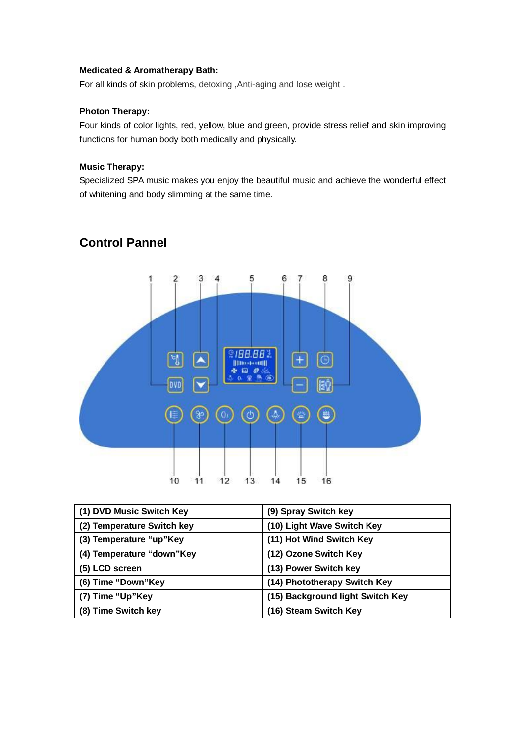**Medicated & Aromatherapy Bath:**

For all kinds of skin problems, detoxing ,Anti-aging and lose weight .

**Photon Therapy:**

Four kinds of color lights, red, yellow, blue and green, provide stress relief and skin improving functions for human body both medically and physically.

**Music Therapy:**

Specialized SPA music makes you enjoy the beautiful music and achieve the wonderful effect of whitening and body slimming at the same time.

## Control Pannel

| (1) DVD Music Switch Key | (9) Spray Switch key |
|---|---|
| (2) Temperature Switch key | (10) Light Wave Switch Key |
| (3) Temperature "up"Key | (11) Hot Wind Switch Key |
| (4) Temperature "down"Key | (12) Ozone Switch Key |
| (5) LCD screen | (13) Power Switch key |
| (6) Time "Down"Key | (14) Phototherapy Switch Key |
| (7) Time "Up"Key | (15) Background light Switch Key |
| (8) Time Switch key | (16) Steam Switch Key |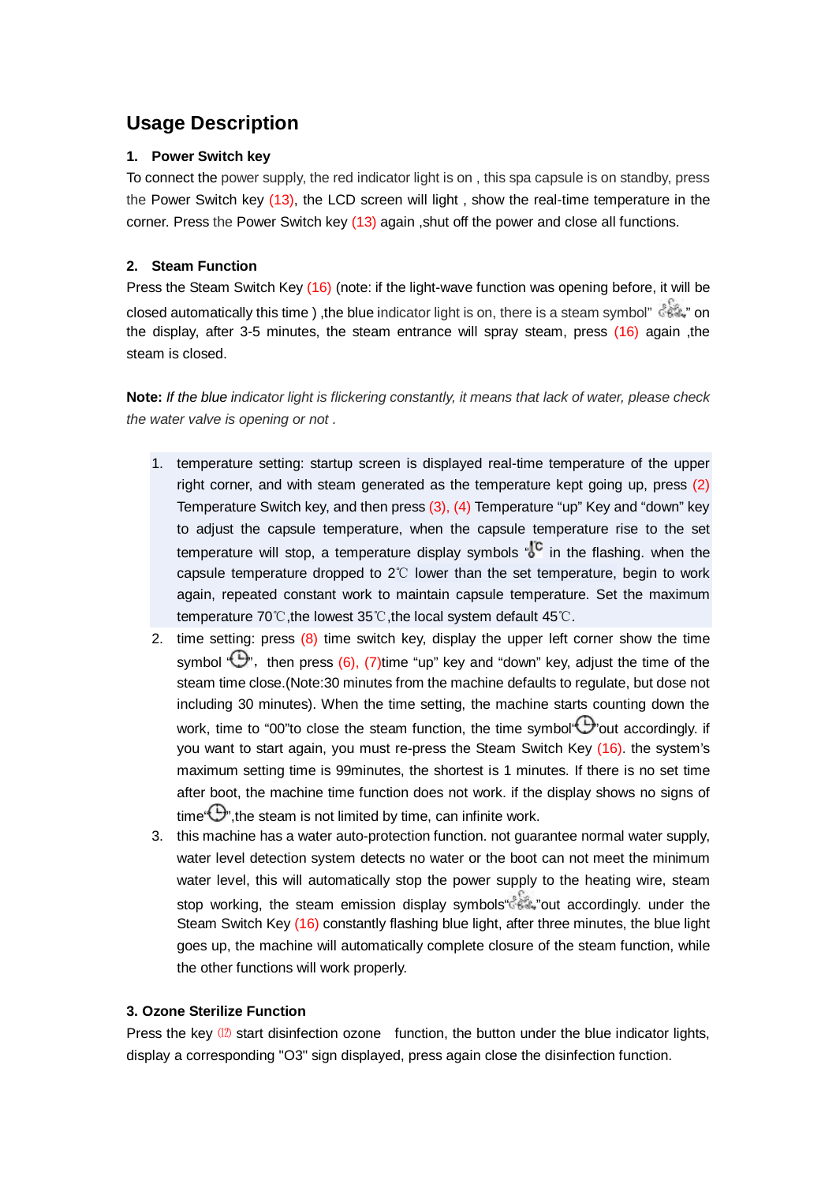## Usage Description

### 1. Power Switch key

To connect the power supply, the red indicator light is on , this spa capsule is on standby, press the Power Switch key (13), the LCD screen will light , show the real-time temperature in the corner. Press the Power Switch key (13) again ,shut off the power and close all functions.

### 2. Steam Function

Press the Steam Switch Key (16) (note: if the light-wave function was opening before, it will be closed automatically this time ) ,the blue indicator light is on, there is a steam symbol" " on the display, after 3-5 minutes, the steam entrance will spray steam, press (16) again ,the steam is closed.

**Note:** *If the blue indicator light is flickering constantly, it means that lack of water, please check the water valve is opening or not .*

1. temperature setting: startup screen is displayed real-time temperature of the upper right corner, and with steam generated as the temperature kept going up, press (2) Temperature Switch key, and then press (3), (4) Temperature "up" Key and "down" key to adjust the capsule temperature, when the capsule temperature rise to the set temperature will stop, a temperature display symbols "℃" in the flashing. when the capsule temperature dropped to 2℃ lower than the set temperature, begin to work again, repeated constant work to maintain capsule temperature. Set the maximum temperature 70℃,the lowest 35℃,the local system default 45℃.
2. time setting: press (8) time switch key, display the upper left corner show the time symbol " ", then press (6), (7)time "up" key and "down" key, adjust the time of the steam time close.(Note:30 minutes from the machine defaults to regulate, but dose not including 30 minutes). When the time setting, the machine starts counting down the work, time to "00"to close the steam function, the time symbol" "out accordingly. if you want to start again, you must re-press the Steam Switch Key (16). the system's maximum setting time is 99minutes, the shortest is 1 minutes. If there is no set time after boot, the machine time function does not work. if the display shows no signs of time" ",the steam is not limited by time, can infinite work.
3. this machine has a water auto-protection function. not guarantee normal water supply, water level detection system detects no water or the boot can not meet the minimum water level, this will automatically stop the power supply to the heating wire, steam stop working, the steam emission display symbols" "out accordingly. under the Steam Switch Key (16) constantly flashing blue light, after three minutes, the blue light goes up, the machine will automatically complete closure of the steam function, while the other functions will work properly.

### 3. Ozone Sterilize Function

Press the key ⑿ start disinfection ozone function, the button under the blue indicator lights, display a corresponding "O3" sign displayed, press again close the disinfection function.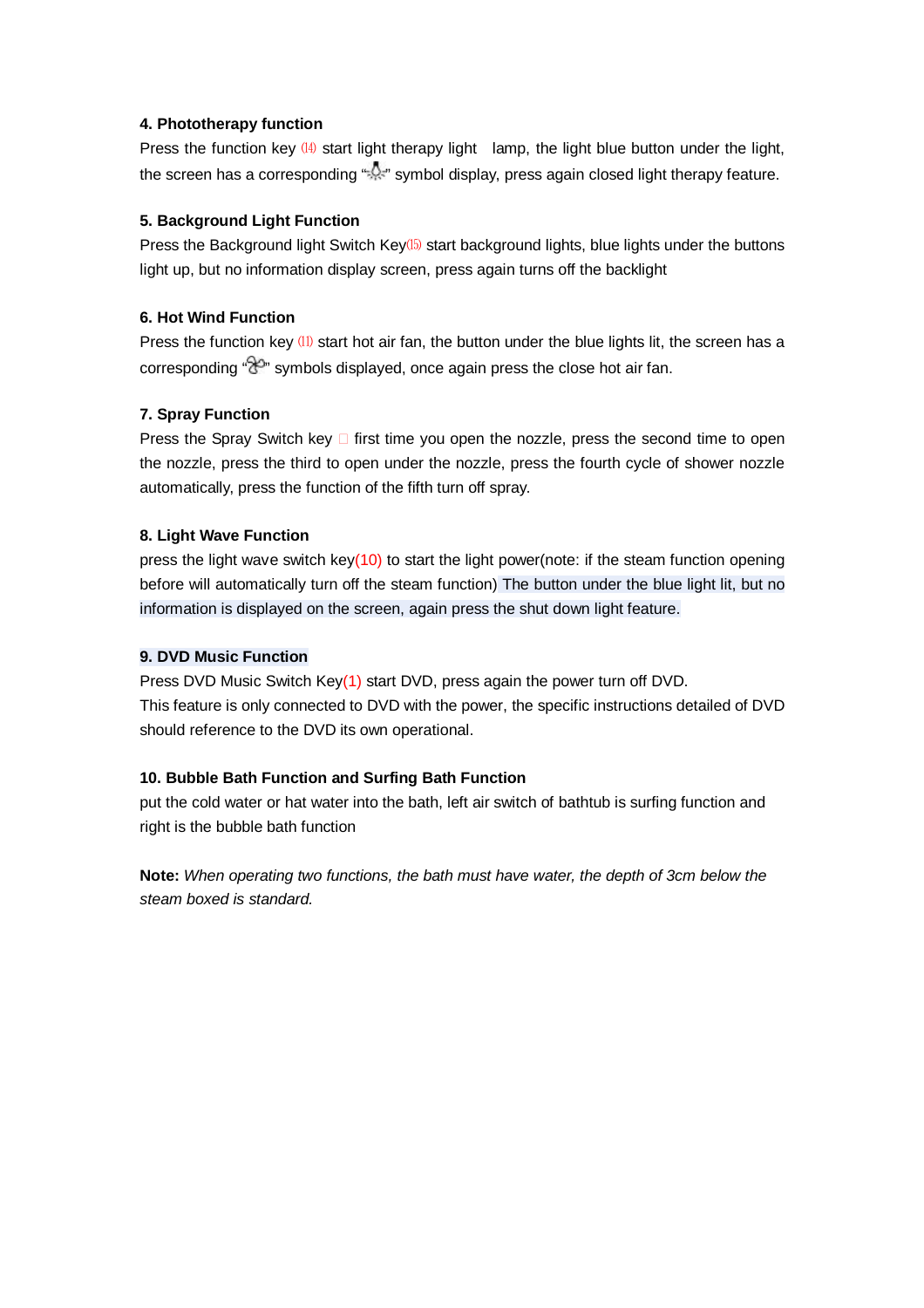**4. Phototherapy function**

Press the function key ⒁ start light therapy light lamp, the light blue button under the light, the screen has a corresponding "☼" symbol display, press again closed light therapy feature.

**5. Background Light Function**

Press the Background light Switch Key⒂ start background lights, blue lights under the buttons light up, but no information display screen, press again turns off the backlight

**6. Hot Wind Function**

Press the function key ⑾ start hot air fan, the button under the blue lights lit, the screen has a corresponding "✇" symbols displayed, once again press the close hot air fan.

**7. Spray Function**

Press the Spray Switch key □ first time you open the nozzle, press the second time to open the nozzle, press the third to open under the nozzle, press the fourth cycle of shower nozzle automatically, press the function of the fifth turn off spray.

**8. Light Wave Function**

press the light wave switch key(10) to start the light power(note: if the steam function opening before will automatically turn off the steam function) The button under the blue light lit, but no information is displayed on the screen, again press the shut down light feature.

**9. DVD Music Function**

Press DVD Music Switch Key(1) start DVD, press again the power turn off DVD.
This feature is only connected to DVD with the power, the specific instructions detailed of DVD should reference to the DVD its own operational.

**10. Bubble Bath Function and Surfing Bath Function**

put the cold water or hat water into the bath, left air switch of bathtub is surfing function and right is the bubble bath function

**Note:** *When operating two functions, the bath must have water, the depth of 3cm below the steam boxed is standard.*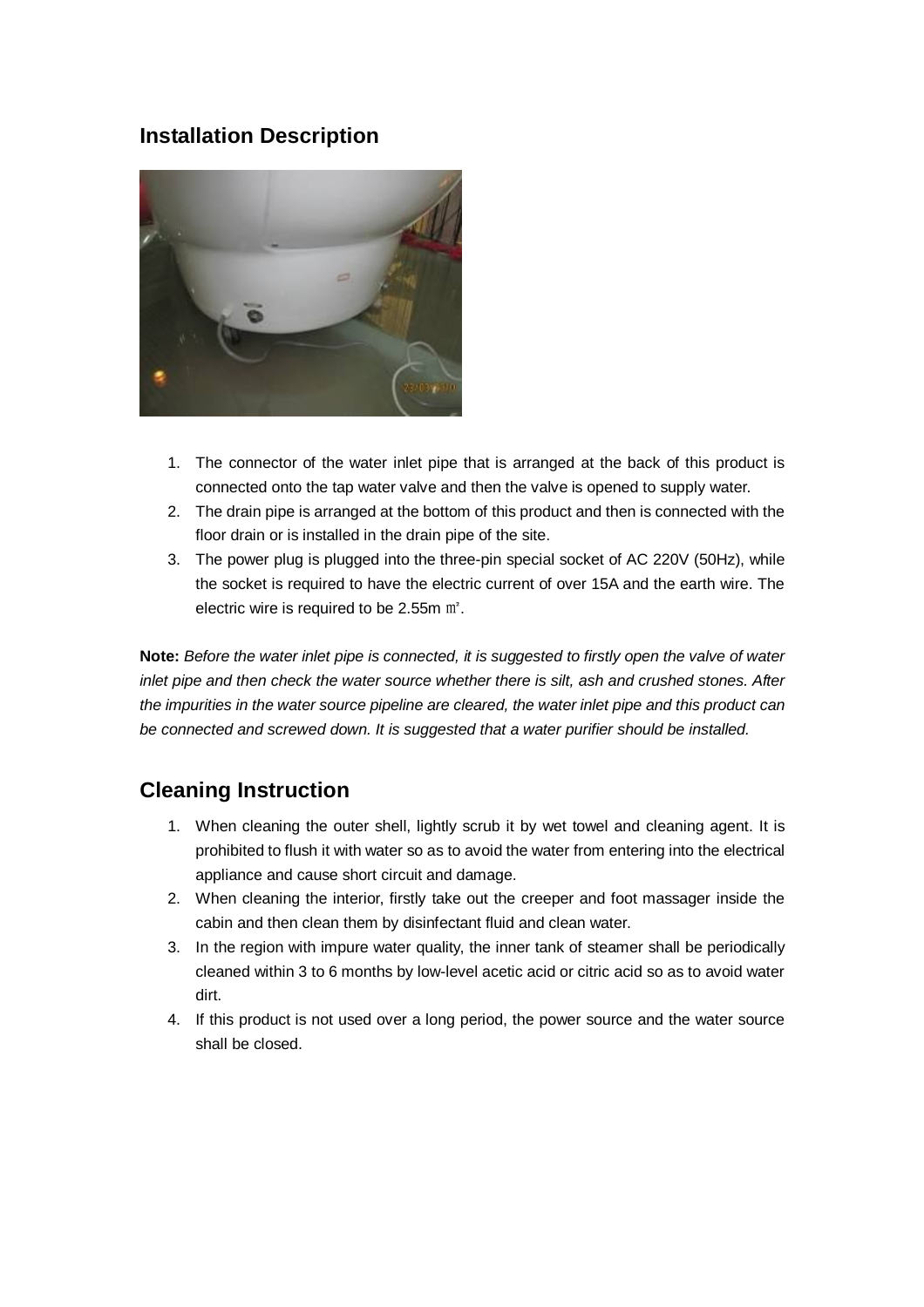## Installation Description

1. The connector of the water inlet pipe that is arranged at the back of this product is connected onto the tap water valve and then the valve is opened to supply water.
2. The drain pipe is arranged at the bottom of this product and then is connected with the floor drain or is installed in the drain pipe of the site.
3. The power plug is plugged into the three-pin special socket of AC 220V (50Hz), while the socket is required to have the electric current of over 15A and the earth wire. The electric wire is required to be 2.55m ㎡.

**Note:** *Before the water inlet pipe is connected, it is suggested to firstly open the valve of water inlet pipe and then check the water source whether there is silt, ash and crushed stones. After the impurities in the water source pipeline are cleared, the water inlet pipe and this product can be connected and screwed down. It is suggested that a water purifier should be installed.*

## Cleaning Instruction

1. When cleaning the outer shell, lightly scrub it by wet towel and cleaning agent. It is prohibited to flush it with water so as to avoid the water from entering into the electrical appliance and cause short circuit and damage.
2. When cleaning the interior, firstly take out the creeper and foot massager inside the cabin and then clean them by disinfectant fluid and clean water.
3. In the region with impure water quality, the inner tank of steamer shall be periodically cleaned within 3 to 6 months by low-level acetic acid or citric acid so as to avoid water dirt.
4. If this product is not used over a long period, the power source and the water source shall be closed.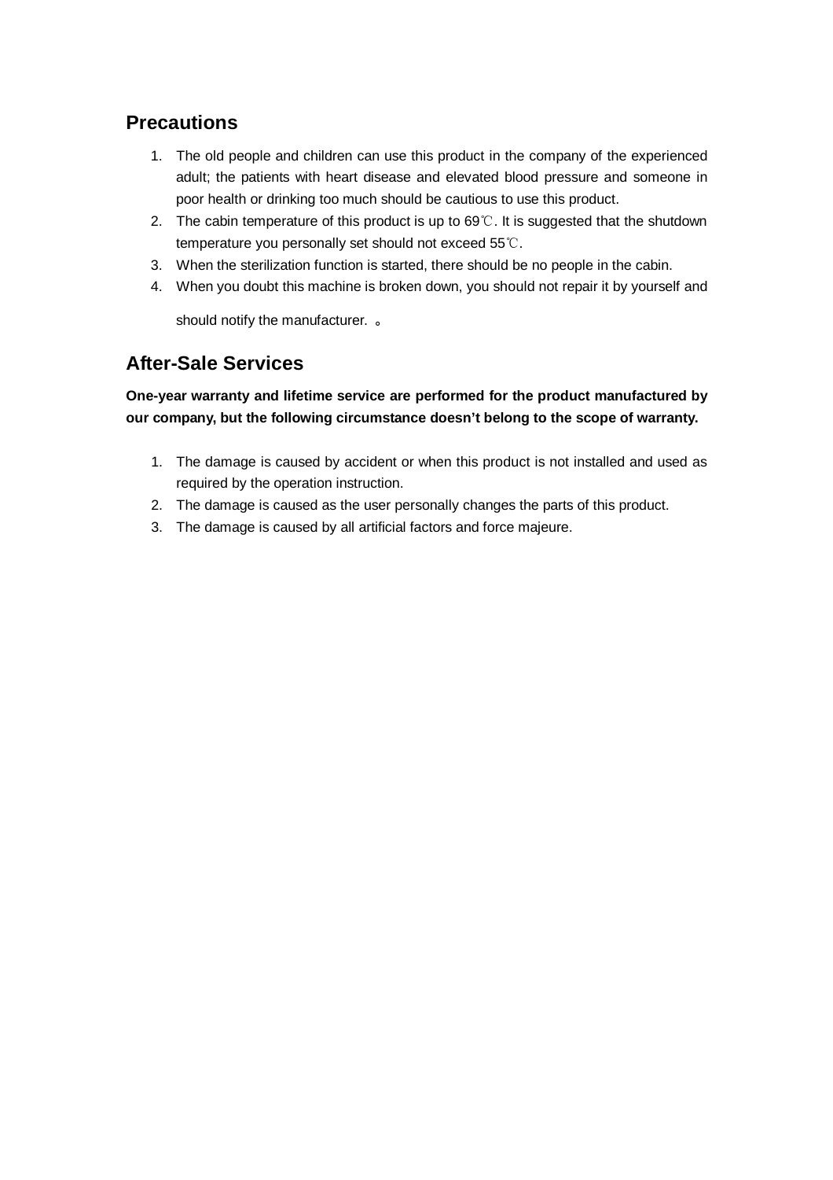## Precautions

1. The old people and children can use this product in the company of the experienced adult; the patients with heart disease and elevated blood pressure and someone in poor health or drinking too much should be cautious to use this product.
2. The cabin temperature of this product is up to 69℃. It is suggested that the shutdown temperature you personally set should not exceed 55℃.
3. When the sterilization function is started, there should be no people in the cabin.
4. When you doubt this machine is broken down, you should not repair it by yourself and should notify the manufacturer. 。

## After-Sale Services

**One-year warranty and lifetime service are performed for the product manufactured by our company, but the following circumstance doesn't belong to the scope of warranty.**

1. The damage is caused by accident or when this product is not installed and used as required by the operation instruction.
2. The damage is caused as the user personally changes the parts of this product.
3. The damage is caused by all artificial factors and force majeure.